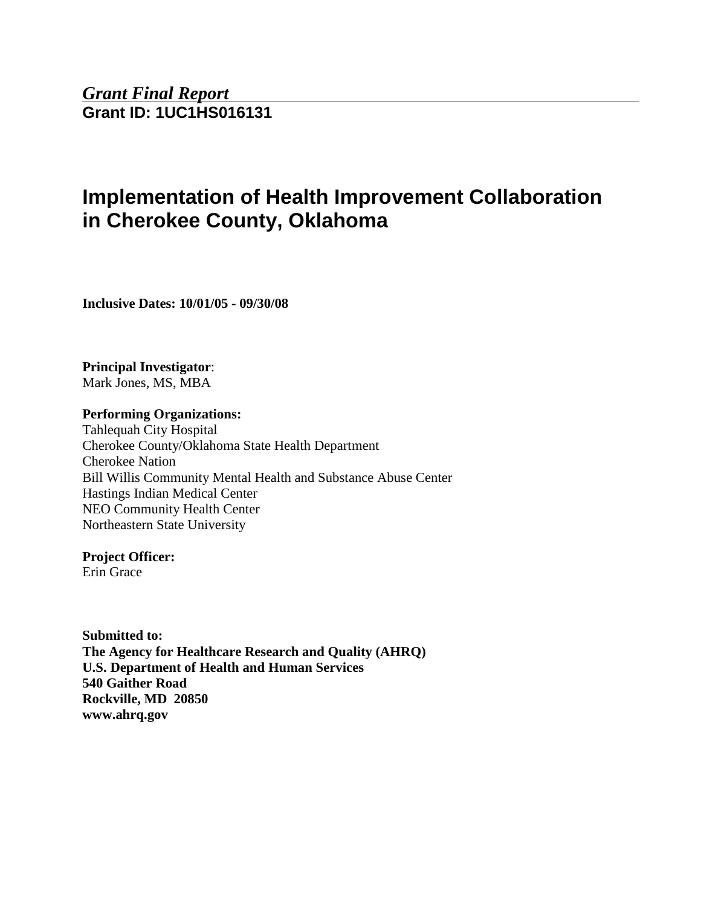*Grant Final Report*

**Grant ID: 1UC1HS016131**

# Implementation of Health Improvement Collaboration in Cherokee County, Oklahoma

**Inclusive Dates: 10/01/05 - 09/30/08**

**Principal Investigator**:
Mark Jones, MS, MBA

**Performing Organizations:**
Tahlequah City Hospital
Cherokee County/Oklahoma State Health Department
Cherokee Nation
Bill Willis Community Mental Health and Substance Abuse Center
Hastings Indian Medical Center
NEO Community Health Center
Northeastern State University

**Project Officer:**
Erin Grace

**Submitted to:**
**The Agency for Healthcare Research and Quality (AHRQ)**
**U.S. Department of Health and Human Services**
**540 Gaither Road**
**Rockville, MD 20850**
**www.ahrq.gov**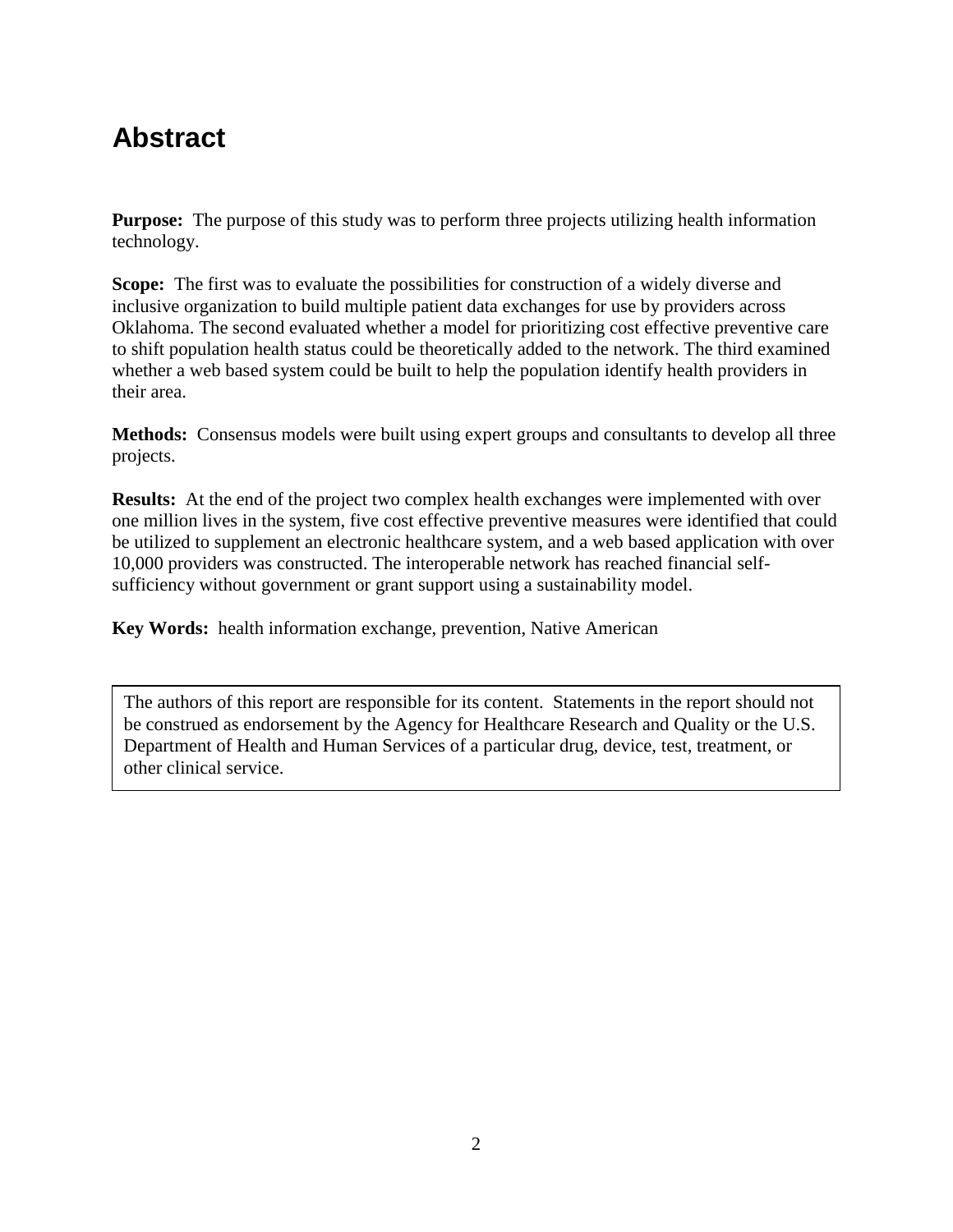## Abstract

**Purpose:** The purpose of this study was to perform three projects utilizing health information technology.

**Scope:** The first was to evaluate the possibilities for construction of a widely diverse and inclusive organization to build multiple patient data exchanges for use by providers across Oklahoma. The second evaluated whether a model for prioritizing cost effective preventive care to shift population health status could be theoretically added to the network. The third examined whether a web based system could be built to help the population identify health providers in their area.

**Methods:** Consensus models were built using expert groups and consultants to develop all three projects.

**Results:** At the end of the project two complex health exchanges were implemented with over one million lives in the system, five cost effective preventive measures were identified that could be utilized to supplement an electronic healthcare system, and a web based application with over 10,000 providers was constructed. The interoperable network has reached financial self-sufficiency without government or grant support using a sustainability model.

**Key Words:** health information exchange, prevention, Native American

The authors of this report are responsible for its content. Statements in the report should not be construed as endorsement by the Agency for Healthcare Research and Quality or the U.S. Department of Health and Human Services of a particular drug, device, test, treatment, or other clinical service.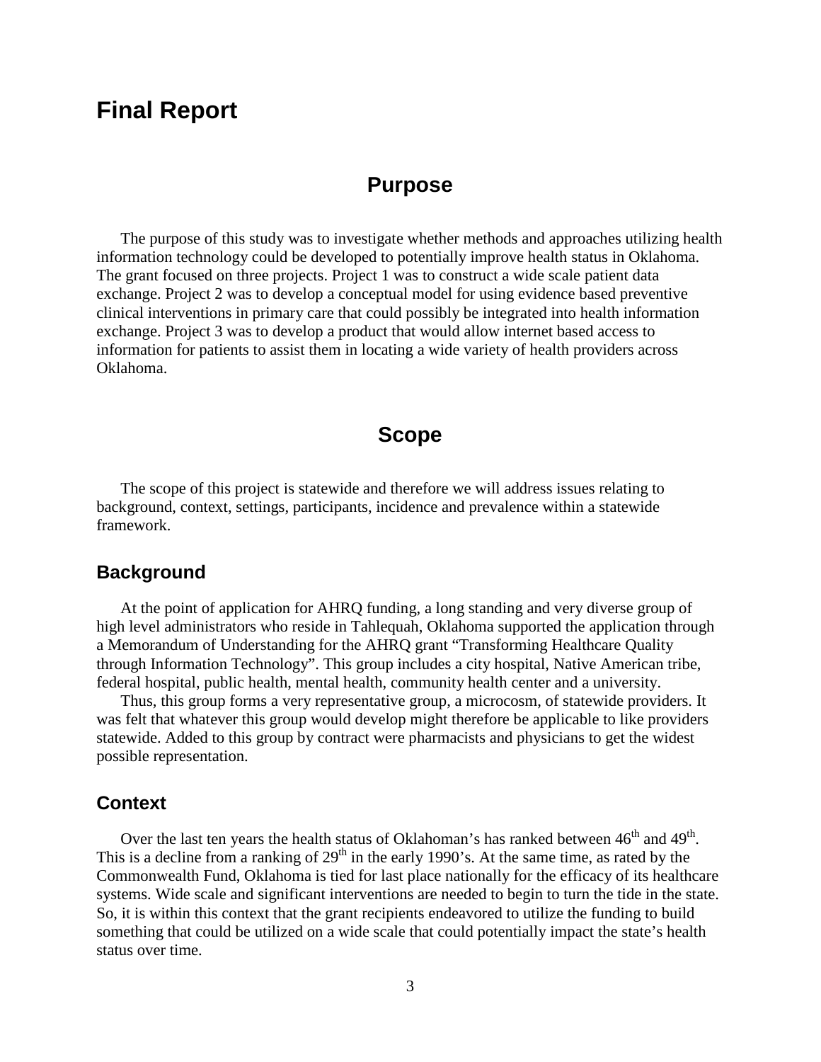# Final Report

## Purpose

The purpose of this study was to investigate whether methods and approaches utilizing health information technology could be developed to potentially improve health status in Oklahoma. The grant focused on three projects. Project 1 was to construct a wide scale patient data exchange. Project 2 was to develop a conceptual model for using evidence based preventive clinical interventions in primary care that could possibly be integrated into health information exchange. Project 3 was to develop a product that would allow internet based access to information for patients to assist them in locating a wide variety of health providers across Oklahoma.

## Scope

The scope of this project is statewide and therefore we will address issues relating to background, context, settings, participants, incidence and prevalence within a statewide framework.

### Background

At the point of application for AHRQ funding, a long standing and very diverse group of high level administrators who reside in Tahlequah, Oklahoma supported the application through a Memorandum of Understanding for the AHRQ grant "Transforming Healthcare Quality through Information Technology". This group includes a city hospital, Native American tribe, federal hospital, public health, mental health, community health center and a university.

Thus, this group forms a very representative group, a microcosm, of statewide providers. It was felt that whatever this group would develop might therefore be applicable to like providers statewide. Added to this group by contract were pharmacists and physicians to get the widest possible representation.

### Context

Over the last ten years the health status of Oklahoman's has ranked between 46th and 49th. This is a decline from a ranking of 29th in the early 1990's. At the same time, as rated by the Commonwealth Fund, Oklahoma is tied for last place nationally for the efficacy of its healthcare systems. Wide scale and significant interventions are needed to begin to turn the tide in the state. So, it is within this context that the grant recipients endeavored to utilize the funding to build something that could be utilized on a wide scale that could potentially impact the state's health status over time.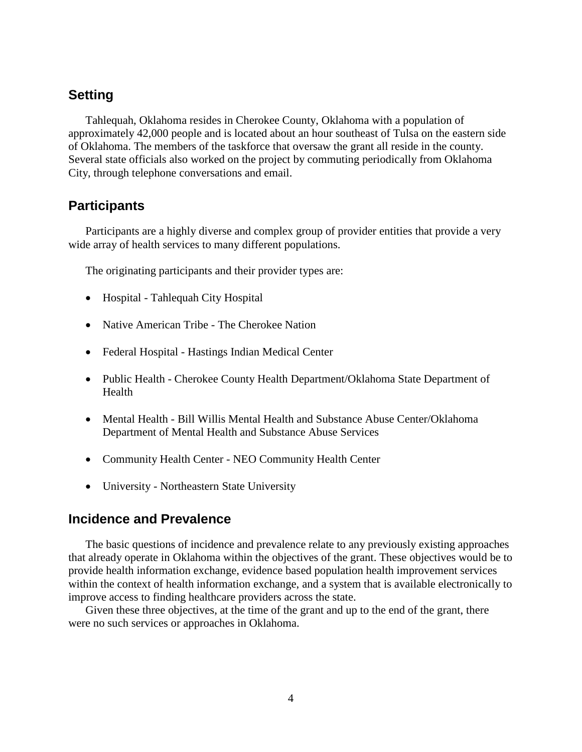## Setting

Tahlequah, Oklahoma resides in Cherokee County, Oklahoma with a population of approximately 42,000 people and is located about an hour southeast of Tulsa on the eastern side of Oklahoma. The members of the taskforce that oversaw the grant all reside in the county. Several state officials also worked on the project by commuting periodically from Oklahoma City, through telephone conversations and email.

## Participants

Participants are a highly diverse and complex group of provider entities that provide a very wide array of health services to many different populations.

The originating participants and their provider types are:

- Hospital - Tahlequah City Hospital
- Native American Tribe - The Cherokee Nation
- Federal Hospital - Hastings Indian Medical Center
- Public Health - Cherokee County Health Department/Oklahoma State Department of Health
- Mental Health - Bill Willis Mental Health and Substance Abuse Center/Oklahoma Department of Mental Health and Substance Abuse Services
- Community Health Center - NEO Community Health Center
- University - Northeastern State University

## Incidence and Prevalence

The basic questions of incidence and prevalence relate to any previously existing approaches that already operate in Oklahoma within the objectives of the grant. These objectives would be to provide health information exchange, evidence based population health improvement services within the context of health information exchange, and a system that is available electronically to improve access to finding healthcare providers across the state.

Given these three objectives, at the time of the grant and up to the end of the grant, there were no such services or approaches in Oklahoma.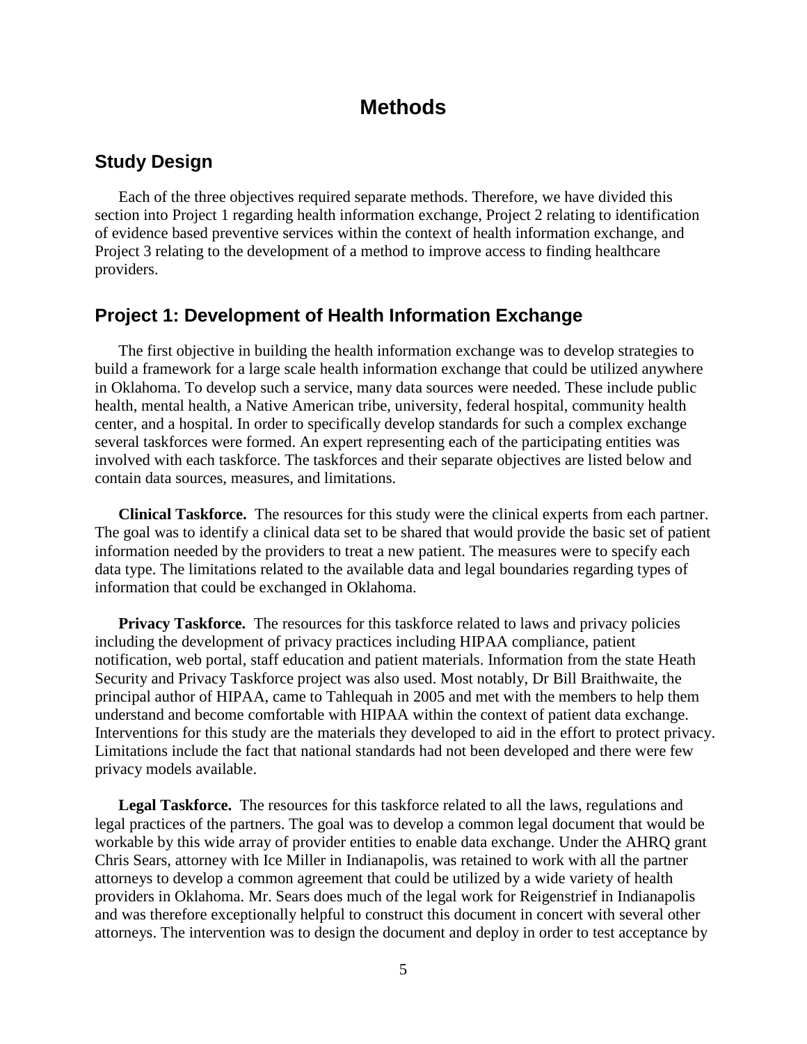# Methods

## Study Design

Each of the three objectives required separate methods. Therefore, we have divided this section into Project 1 regarding health information exchange, Project 2 relating to identification of evidence based preventive services within the context of health information exchange, and Project 3 relating to the development of a method to improve access to finding healthcare providers.

## Project 1: Development of Health Information Exchange

The first objective in building the health information exchange was to develop strategies to build a framework for a large scale health information exchange that could be utilized anywhere in Oklahoma. To develop such a service, many data sources were needed. These include public health, mental health, a Native American tribe, university, federal hospital, community health center, and a hospital. In order to specifically develop standards for such a complex exchange several taskforces were formed. An expert representing each of the participating entities was involved with each taskforce. The taskforces and their separate objectives are listed below and contain data sources, measures, and limitations.

**Clinical Taskforce.** The resources for this study were the clinical experts from each partner. The goal was to identify a clinical data set to be shared that would provide the basic set of patient information needed by the providers to treat a new patient. The measures were to specify each data type. The limitations related to the available data and legal boundaries regarding types of information that could be exchanged in Oklahoma.

**Privacy Taskforce.** The resources for this taskforce related to laws and privacy policies including the development of privacy practices including HIPAA compliance, patient notification, web portal, staff education and patient materials. Information from the state Heath Security and Privacy Taskforce project was also used. Most notably, Dr Bill Braithwaite, the principal author of HIPAA, came to Tahlequah in 2005 and met with the members to help them understand and become comfortable with HIPAA within the context of patient data exchange. Interventions for this study are the materials they developed to aid in the effort to protect privacy. Limitations include the fact that national standards had not been developed and there were few privacy models available.

**Legal Taskforce.** The resources for this taskforce related to all the laws, regulations and legal practices of the partners. The goal was to develop a common legal document that would be workable by this wide array of provider entities to enable data exchange. Under the AHRQ grant Chris Sears, attorney with Ice Miller in Indianapolis, was retained to work with all the partner attorneys to develop a common agreement that could be utilized by a wide variety of health providers in Oklahoma. Mr. Sears does much of the legal work for Reigenstrief in Indianapolis and was therefore exceptionally helpful to construct this document in concert with several other attorneys. The intervention was to design the document and deploy in order to test acceptance by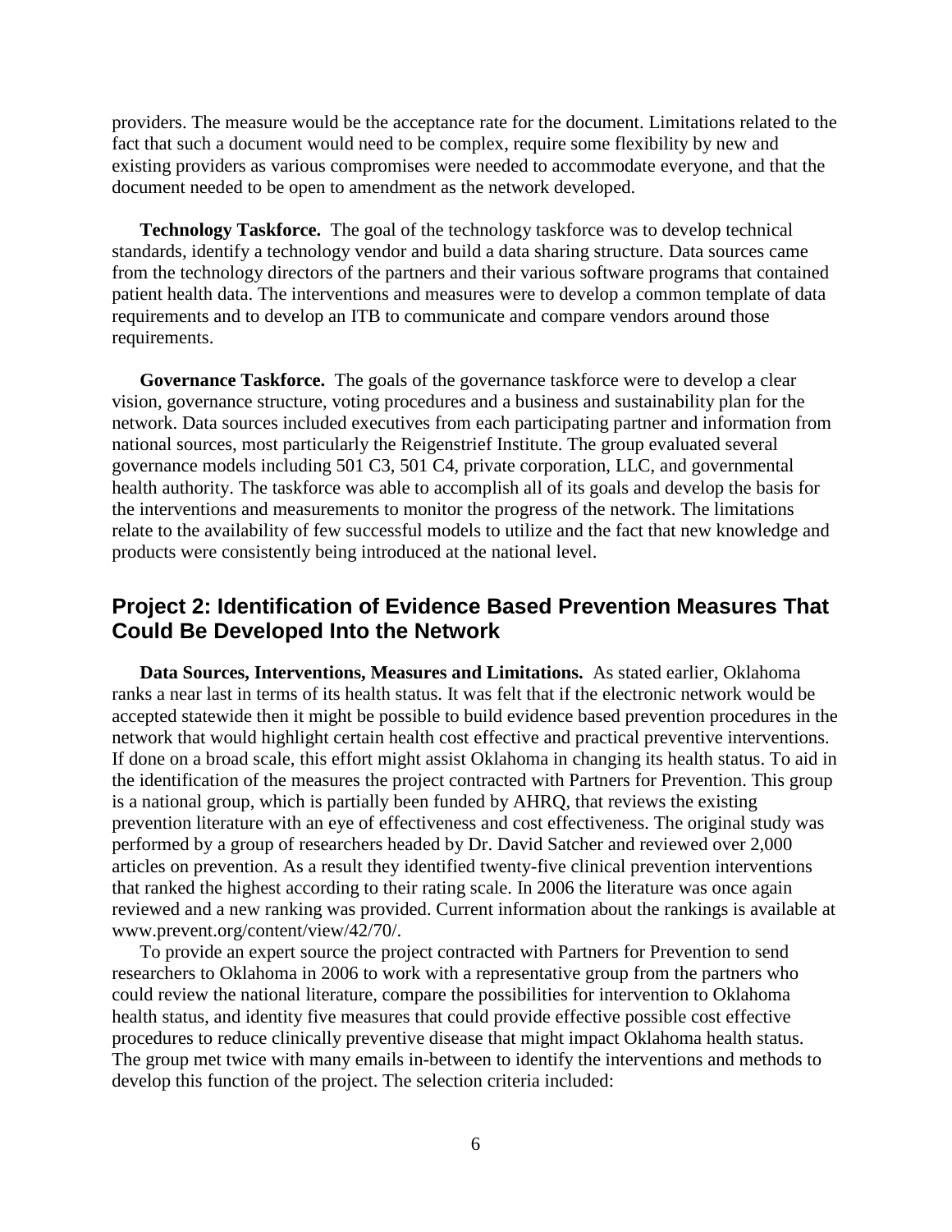providers. The measure would be the acceptance rate for the document. Limitations related to the fact that such a document would need to be complex, require some flexibility by new and existing providers as various compromises were needed to accommodate everyone, and that the document needed to be open to amendment as the network developed.

**Technology Taskforce.** The goal of the technology taskforce was to develop technical standards, identify a technology vendor and build a data sharing structure. Data sources came from the technology directors of the partners and their various software programs that contained patient health data. The interventions and measures were to develop a common template of data requirements and to develop an ITB to communicate and compare vendors around those requirements.

**Governance Taskforce.** The goals of the governance taskforce were to develop a clear vision, governance structure, voting procedures and a business and sustainability plan for the network. Data sources included executives from each participating partner and information from national sources, most particularly the Reigenstrief Institute. The group evaluated several governance models including 501 C3, 501 C4, private corporation, LLC, and governmental health authority. The taskforce was able to accomplish all of its goals and develop the basis for the interventions and measurements to monitor the progress of the network. The limitations relate to the availability of few successful models to utilize and the fact that new knowledge and products were consistently being introduced at the national level.

## Project 2: Identification of Evidence Based Prevention Measures That Could Be Developed Into the Network

**Data Sources, Interventions, Measures and Limitations.** As stated earlier, Oklahoma ranks a near last in terms of its health status. It was felt that if the electronic network would be accepted statewide then it might be possible to build evidence based prevention procedures in the network that would highlight certain health cost effective and practical preventive interventions. If done on a broad scale, this effort might assist Oklahoma in changing its health status. To aid in the identification of the measures the project contracted with Partners for Prevention. This group is a national group, which is partially been funded by AHRQ, that reviews the existing prevention literature with an eye of effectiveness and cost effectiveness. The original study was performed by a group of researchers headed by Dr. David Satcher and reviewed over 2,000 articles on prevention. As a result they identified twenty-five clinical prevention interventions that ranked the highest according to their rating scale. In 2006 the literature was once again reviewed and a new ranking was provided. Current information about the rankings is available at www.prevent.org/content/view/42/70/.

To provide an expert source the project contracted with Partners for Prevention to send researchers to Oklahoma in 2006 to work with a representative group from the partners who could review the national literature, compare the possibilities for intervention to Oklahoma health status, and identity five measures that could provide effective possible cost effective procedures to reduce clinically preventive disease that might impact Oklahoma health status. The group met twice with many emails in-between to identify the interventions and methods to develop this function of the project. The selection criteria included: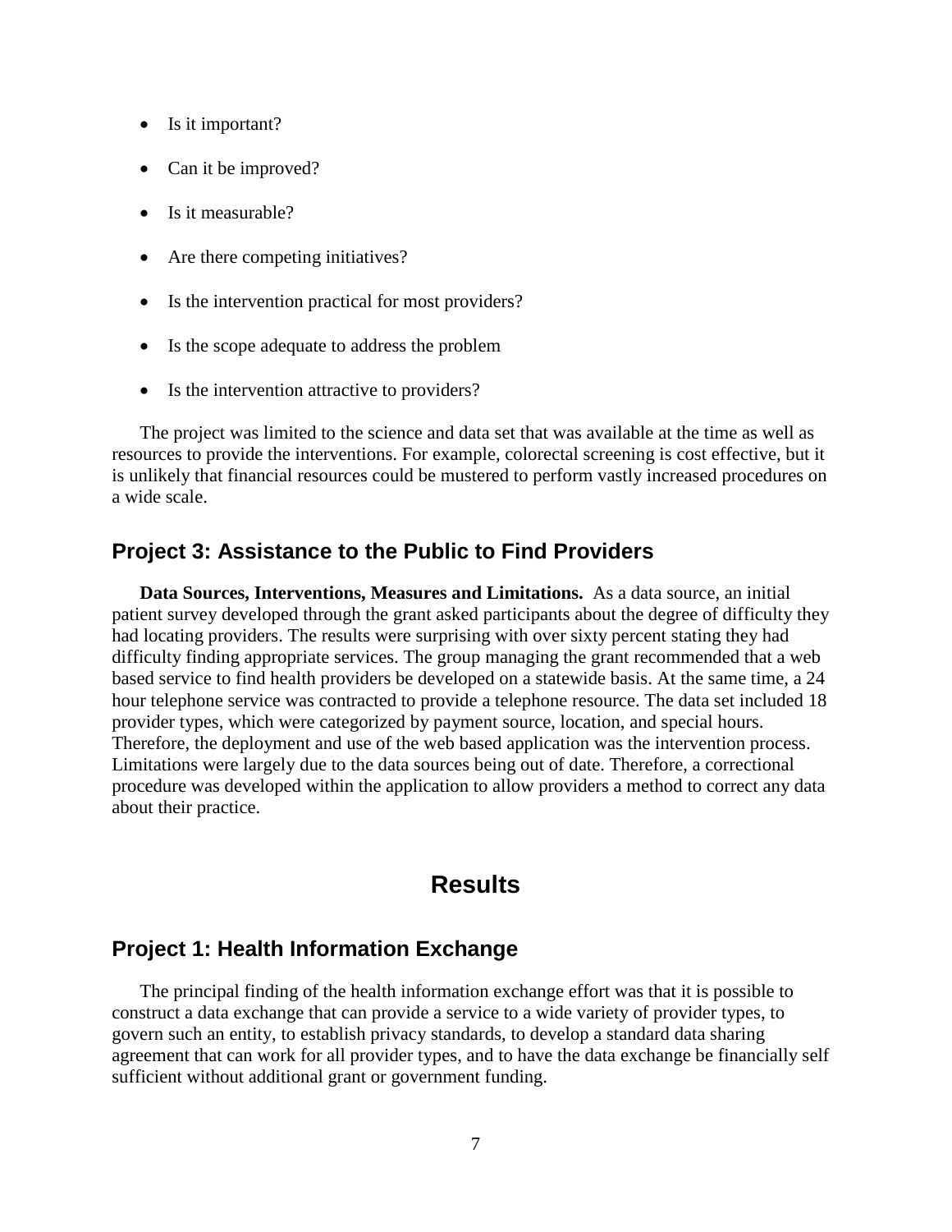- Is it important?
- Can it be improved?
- Is it measurable?
- Are there competing initiatives?
- Is the intervention practical for most providers?
- Is the scope adequate to address the problem
- Is the intervention attractive to providers?

The project was limited to the science and data set that was available at the time as well as resources to provide the interventions. For example, colorectal screening is cost effective, but it is unlikely that financial resources could be mustered to perform vastly increased procedures on a wide scale.

## Project 3: Assistance to the Public to Find Providers

**Data Sources, Interventions, Measures and Limitations.** As a data source, an initial patient survey developed through the grant asked participants about the degree of difficulty they had locating providers. The results were surprising with over sixty percent stating they had difficulty finding appropriate services. The group managing the grant recommended that a web based service to find health providers be developed on a statewide basis. At the same time, a 24 hour telephone service was contracted to provide a telephone resource. The data set included 18 provider types, which were categorized by payment source, location, and special hours. Therefore, the deployment and use of the web based application was the intervention process. Limitations were largely due to the data sources being out of date. Therefore, a correctional procedure was developed within the application to allow providers a method to correct any data about their practice.

# Results

## Project 1: Health Information Exchange

The principal finding of the health information exchange effort was that it is possible to construct a data exchange that can provide a service to a wide variety of provider types, to govern such an entity, to establish privacy standards, to develop a standard data sharing agreement that can work for all provider types, and to have the data exchange be financially self sufficient without additional grant or government funding.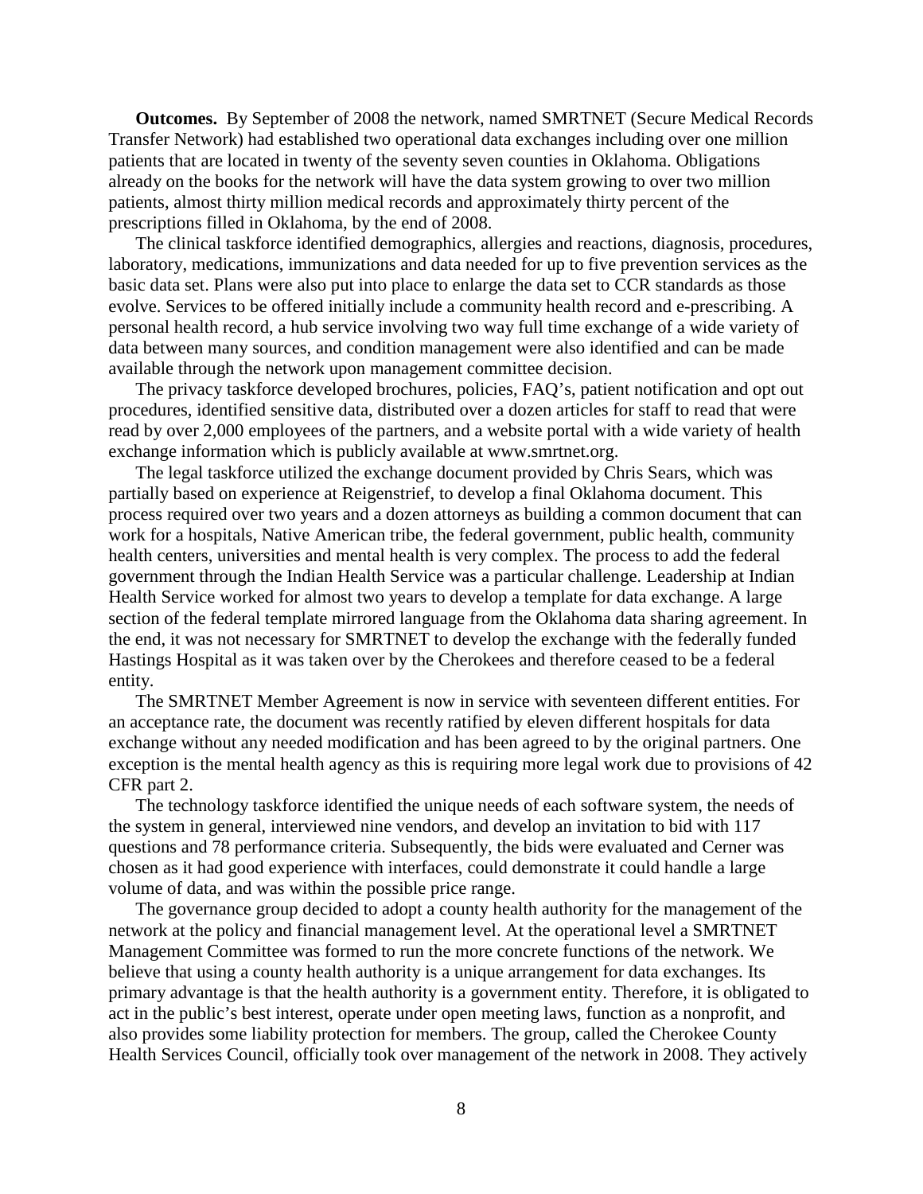**Outcomes.** By September of 2008 the network, named SMRTNET (Secure Medical Records Transfer Network) had established two operational data exchanges including over one million patients that are located in twenty of the seventy seven counties in Oklahoma. Obligations already on the books for the network will have the data system growing to over two million patients, almost thirty million medical records and approximately thirty percent of the prescriptions filled in Oklahoma, by the end of 2008.

The clinical taskforce identified demographics, allergies and reactions, diagnosis, procedures, laboratory, medications, immunizations and data needed for up to five prevention services as the basic data set. Plans were also put into place to enlarge the data set to CCR standards as those evolve. Services to be offered initially include a community health record and e-prescribing. A personal health record, a hub service involving two way full time exchange of a wide variety of data between many sources, and condition management were also identified and can be made available through the network upon management committee decision.

The privacy taskforce developed brochures, policies, FAQ's, patient notification and opt out procedures, identified sensitive data, distributed over a dozen articles for staff to read that were read by over 2,000 employees of the partners, and a website portal with a wide variety of health exchange information which is publicly available at www.smrtnet.org.

The legal taskforce utilized the exchange document provided by Chris Sears, which was partially based on experience at Reigenstrief, to develop a final Oklahoma document. This process required over two years and a dozen attorneys as building a common document that can work for a hospitals, Native American tribe, the federal government, public health, community health centers, universities and mental health is very complex. The process to add the federal government through the Indian Health Service was a particular challenge. Leadership at Indian Health Service worked for almost two years to develop a template for data exchange. A large section of the federal template mirrored language from the Oklahoma data sharing agreement. In the end, it was not necessary for SMRTNET to develop the exchange with the federally funded Hastings Hospital as it was taken over by the Cherokees and therefore ceased to be a federal entity.

The SMRTNET Member Agreement is now in service with seventeen different entities. For an acceptance rate, the document was recently ratified by eleven different hospitals for data exchange without any needed modification and has been agreed to by the original partners. One exception is the mental health agency as this is requiring more legal work due to provisions of 42 CFR part 2.

The technology taskforce identified the unique needs of each software system, the needs of the system in general, interviewed nine vendors, and develop an invitation to bid with 117 questions and 78 performance criteria. Subsequently, the bids were evaluated and Cerner was chosen as it had good experience with interfaces, could demonstrate it could handle a large volume of data, and was within the possible price range.

The governance group decided to adopt a county health authority for the management of the network at the policy and financial management level. At the operational level a SMRTNET Management Committee was formed to run the more concrete functions of the network. We believe that using a county health authority is a unique arrangement for data exchanges. Its primary advantage is that the health authority is a government entity. Therefore, it is obligated to act in the public's best interest, operate under open meeting laws, function as a nonprofit, and also provides some liability protection for members. The group, called the Cherokee County Health Services Council, officially took over management of the network in 2008. They actively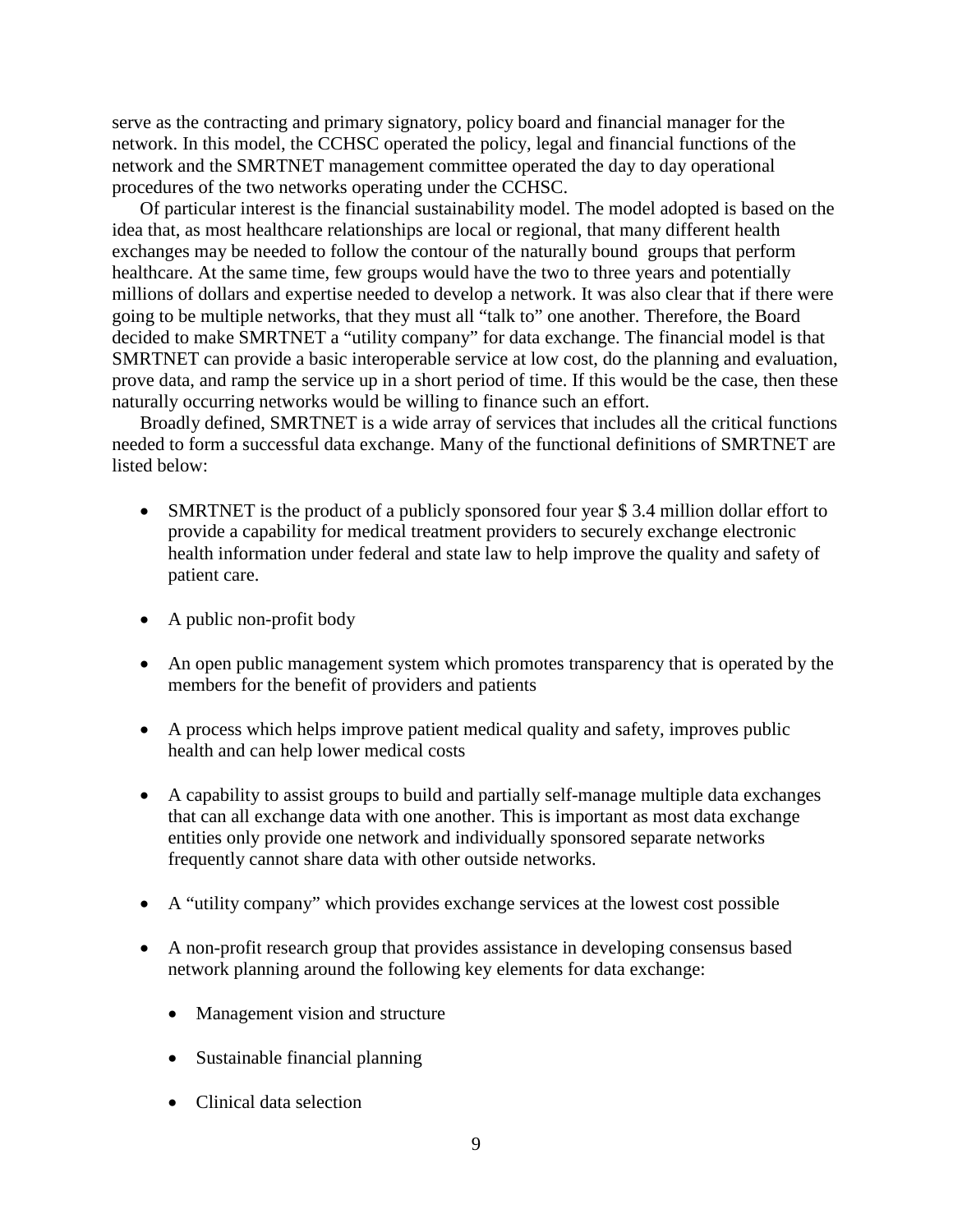serve as the contracting and primary signatory, policy board and financial manager for the network. In this model, the CCHSC operated the policy, legal and financial functions of the network and the SMRTNET management committee operated the day to day operational procedures of the two networks operating under the CCHSC.

Of particular interest is the financial sustainability model. The model adopted is based on the idea that, as most healthcare relationships are local or regional, that many different health exchanges may be needed to follow the contour of the naturally bound groups that perform healthcare. At the same time, few groups would have the two to three years and potentially millions of dollars and expertise needed to develop a network. It was also clear that if there were going to be multiple networks, that they must all "talk to" one another. Therefore, the Board decided to make SMRTNET a "utility company" for data exchange. The financial model is that SMRTNET can provide a basic interoperable service at low cost, do the planning and evaluation, prove data, and ramp the service up in a short period of time. If this would be the case, then these naturally occurring networks would be willing to finance such an effort.

Broadly defined, SMRTNET is a wide array of services that includes all the critical functions needed to form a successful data exchange. Many of the functional definitions of SMRTNET are listed below:

- SMRTNET is the product of a publicly sponsored four year $ 3.4 million dollar effort to provide a capability for medical treatment providers to securely exchange electronic health information under federal and state law to help improve the quality and safety of patient care.
- A public non-profit body
- An open public management system which promotes transparency that is operated by the members for the benefit of providers and patients
- A process which helps improve patient medical quality and safety, improves public health and can help lower medical costs
- A capability to assist groups to build and partially self-manage multiple data exchanges that can all exchange data with one another. This is important as most data exchange entities only provide one network and individually sponsored separate networks frequently cannot share data with other outside networks.
- A "utility company" which provides exchange services at the lowest cost possible
- A non-profit research group that provides assistance in developing consensus based network planning around the following key elements for data exchange:
    - Management vision and structure
    - Sustainable financial planning
    - Clinical data selection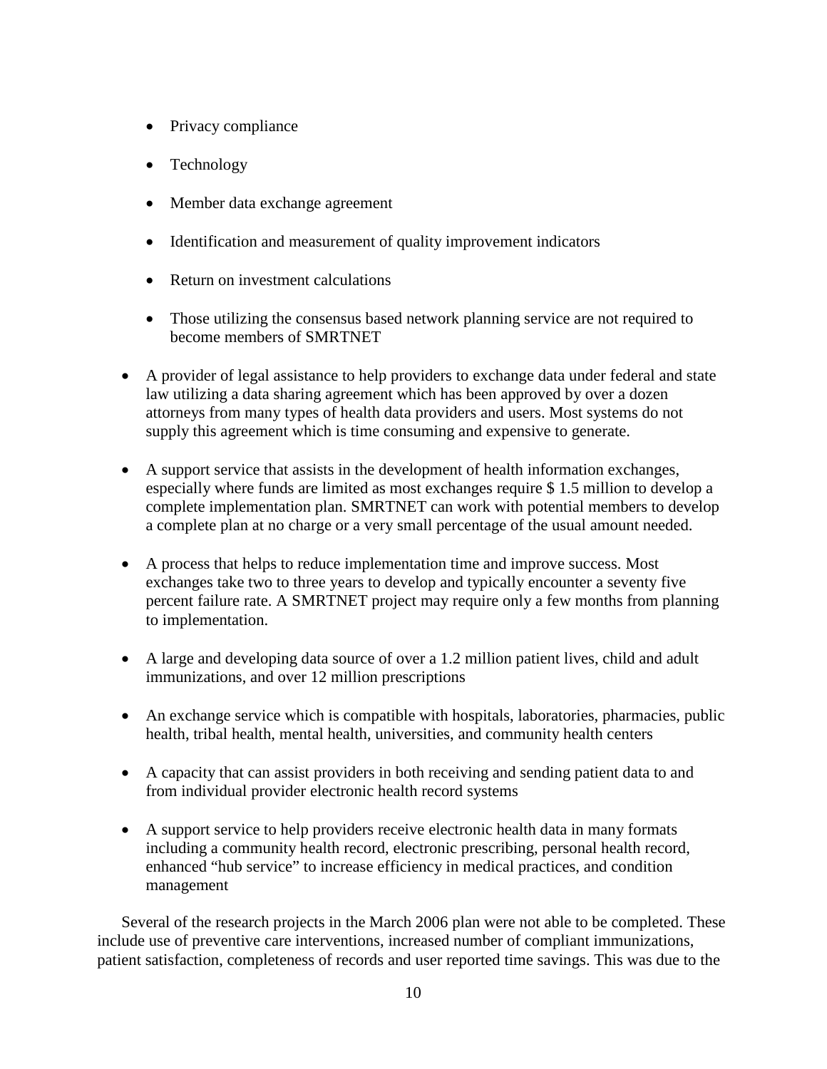- Privacy compliance
  - Technology
  - Member data exchange agreement
  - Identification and measurement of quality improvement indicators
  - Return on investment calculations
  - Those utilizing the consensus based network planning service are not required to become members of SMRTNET

- A provider of legal assistance to help providers to exchange data under federal and state law utilizing a data sharing agreement which has been approved by over a dozen attorneys from many types of health data providers and users. Most systems do not supply this agreement which is time consuming and expensive to generate.

- A support service that assists in the development of health information exchanges, especially where funds are limited as most exchanges require $ 1.5 million to develop a complete implementation plan. SMRTNET can work with potential members to develop a complete plan at no charge or a very small percentage of the usual amount needed.

- A process that helps to reduce implementation time and improve success. Most exchanges take two to three years to develop and typically encounter a seventy five percent failure rate. A SMRTNET project may require only a few months from planning to implementation.

- A large and developing data source of over a 1.2 million patient lives, child and adult immunizations, and over 12 million prescriptions

- An exchange service which is compatible with hospitals, laboratories, pharmacies, public health, tribal health, mental health, universities, and community health centers

- A capacity that can assist providers in both receiving and sending patient data to and from individual provider electronic health record systems

- A support service to help providers receive electronic health data in many formats including a community health record, electronic prescribing, personal health record, enhanced "hub service" to increase efficiency in medical practices, and condition management

Several of the research projects in the March 2006 plan were not able to be completed. These include use of preventive care interventions, increased number of compliant immunizations, patient satisfaction, completeness of records and user reported time savings. This was due to the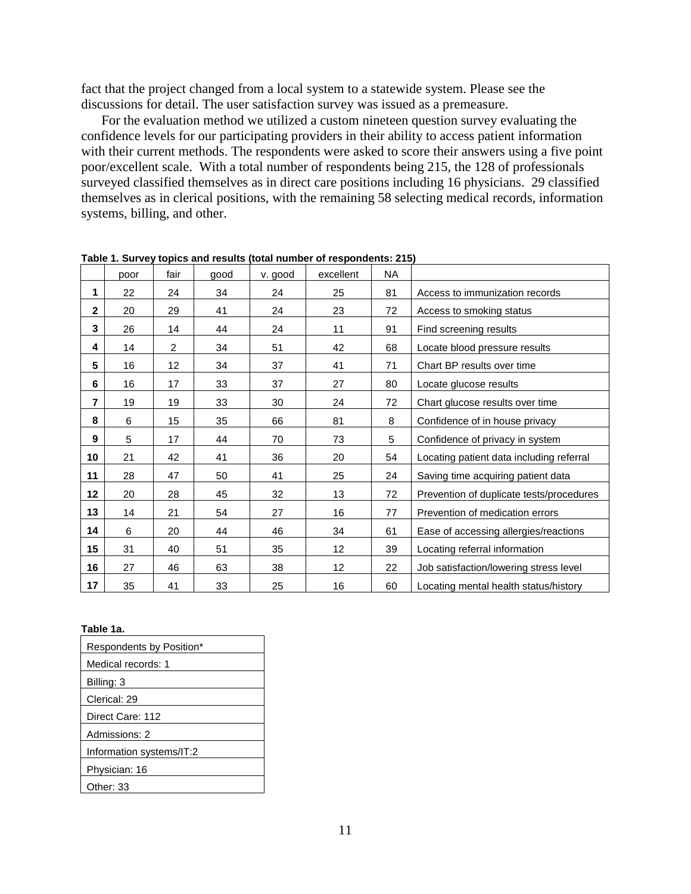fact that the project changed from a local system to a statewide system. Please see the discussions for detail. The user satisfaction survey was issued as a premeasure.

For the evaluation method we utilized a custom nineteen question survey evaluating the confidence levels for our participating providers in their ability to access patient information with their current methods. The respondents were asked to score their answers using a five point poor/excellent scale. With a total number of respondents being 215, the 128 of professionals surveyed classified themselves as in direct care positions including 16 physicians. 29 classified themselves as in clerical positions, with the remaining 58 selecting medical records, information systems, billing, and other.

**Table 1. Survey topics and results (total number of respondents: 215)**

| | poor | fair | good | v. good | excellent | NA | |
|---|---|---|---|---|---|---|---|
| **1** | 22 | 24 | 34 | 24 | 25 | 81 | Access to immunization records |
| **2** | 20 | 29 | 41 | 24 | 23 | 72 | Access to smoking status |
| **3** | 26 | 14 | 44 | 24 | 11 | 91 | Find screening results |
| **4** | 14 | 2 | 34 | 51 | 42 | 68 | Locate blood pressure results |
| **5** | 16 | 12 | 34 | 37 | 41 | 71 | Chart BP results over time |
| **6** | 16 | 17 | 33 | 37 | 27 | 80 | Locate glucose results |
| **7** | 19 | 19 | 33 | 30 | 24 | 72 | Chart glucose results over time |
| **8** | 6 | 15 | 35 | 66 | 81 | 8 | Confidence of in house privacy |
| **9** | 5 | 17 | 44 | 70 | 73 | 5 | Confidence of privacy in system |
| **10** | 21 | 42 | 41 | 36 | 20 | 54 | Locating patient data including referral |
| **11** | 28 | 47 | 50 | 41 | 25 | 24 | Saving time acquiring patient data |
| **12** | 20 | 28 | 45 | 32 | 13 | 72 | Prevention of duplicate tests/procedures |
| **13** | 14 | 21 | 54 | 27 | 16 | 77 | Prevention of medication errors |
| **14** | 6 | 20 | 44 | 46 | 34 | 61 | Ease of accessing allergies/reactions |
| **15** | 31 | 40 | 51 | 35 | 12 | 39 | Locating referral information |
| **16** | 27 | 46 | 63 | 38 | 12 | 22 | Job satisfaction/lowering stress level |
| **17** | 35 | 41 | 33 | 25 | 16 | 60 | Locating mental health status/history |

**Table 1a.**

| Respondents by Position* |
|---|
| Medical records: 1 |
| Billing: 3 |
| Clerical: 29 |
| Direct Care: 112 |
| Admissions: 2 |
| Information systems/IT:2 |
| Physician: 16 |
| Other: 33 |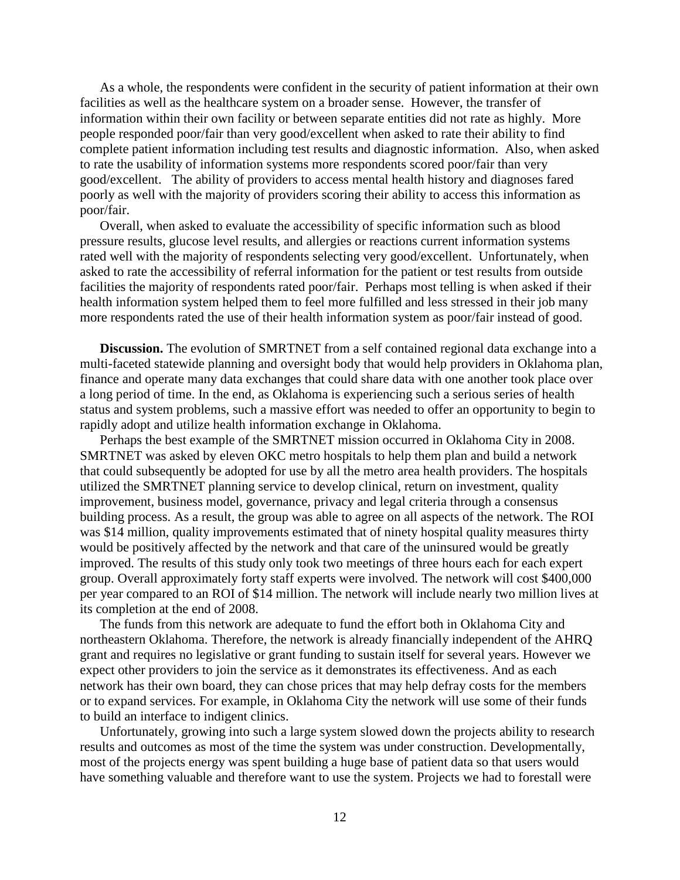As a whole, the respondents were confident in the security of patient information at their own facilities as well as the healthcare system on a broader sense. However, the transfer of information within their own facility or between separate entities did not rate as highly. More people responded poor/fair than very good/excellent when asked to rate their ability to find complete patient information including test results and diagnostic information. Also, when asked to rate the usability of information systems more respondents scored poor/fair than very good/excellent. The ability of providers to access mental health history and diagnoses fared poorly as well with the majority of providers scoring their ability to access this information as poor/fair.

Overall, when asked to evaluate the accessibility of specific information such as blood pressure results, glucose level results, and allergies or reactions current information systems rated well with the majority of respondents selecting very good/excellent. Unfortunately, when asked to rate the accessibility of referral information for the patient or test results from outside facilities the majority of respondents rated poor/fair. Perhaps most telling is when asked if their health information system helped them to feel more fulfilled and less stressed in their job many more respondents rated the use of their health information system as poor/fair instead of good.

**Discussion.** The evolution of SMRTNET from a self contained regional data exchange into a multi-faceted statewide planning and oversight body that would help providers in Oklahoma plan, finance and operate many data exchanges that could share data with one another took place over a long period of time. In the end, as Oklahoma is experiencing such a serious series of health status and system problems, such a massive effort was needed to offer an opportunity to begin to rapidly adopt and utilize health information exchange in Oklahoma.

Perhaps the best example of the SMRTNET mission occurred in Oklahoma City in 2008. SMRTNET was asked by eleven OKC metro hospitals to help them plan and build a network that could subsequently be adopted for use by all the metro area health providers. The hospitals utilized the SMRTNET planning service to develop clinical, return on investment, quality improvement, business model, governance, privacy and legal criteria through a consensus building process. As a result, the group was able to agree on all aspects of the network. The ROI was $14 million, quality improvements estimated that of ninety hospital quality measures thirty would be positively affected by the network and that care of the uninsured would be greatly improved. The results of this study only took two meetings of three hours each for each expert group. Overall approximately forty staff experts were involved. The network will cost $400,000 per year compared to an ROI of $14 million. The network will include nearly two million lives at its completion at the end of 2008.

The funds from this network are adequate to fund the effort both in Oklahoma City and northeastern Oklahoma. Therefore, the network is already financially independent of the AHRQ grant and requires no legislative or grant funding to sustain itself for several years. However we expect other providers to join the service as it demonstrates its effectiveness. And as each network has their own board, they can chose prices that may help defray costs for the members or to expand services. For example, in Oklahoma City the network will use some of their funds to build an interface to indigent clinics.

Unfortunately, growing into such a large system slowed down the projects ability to research results and outcomes as most of the time the system was under construction. Developmentally, most of the projects energy was spent building a huge base of patient data so that users would have something valuable and therefore want to use the system. Projects we had to forestall were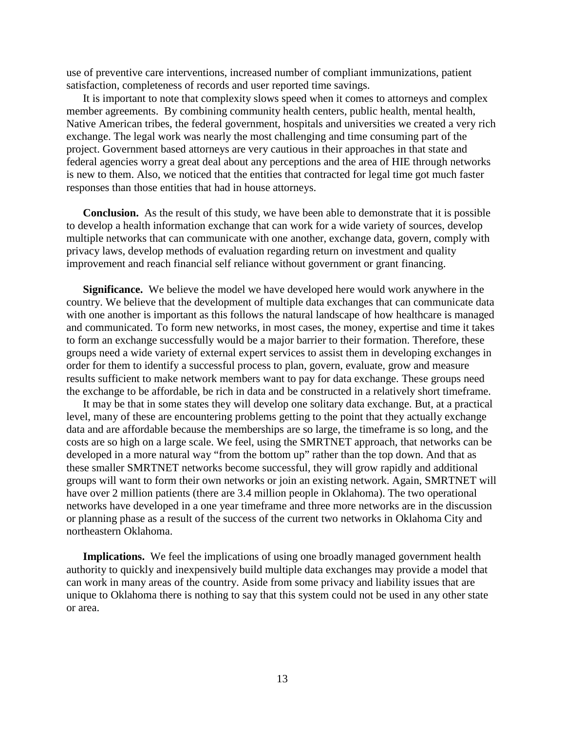use of preventive care interventions, increased number of compliant immunizations, patient satisfaction, completeness of records and user reported time savings.

It is important to note that complexity slows speed when it comes to attorneys and complex member agreements. By combining community health centers, public health, mental health, Native American tribes, the federal government, hospitals and universities we created a very rich exchange. The legal work was nearly the most challenging and time consuming part of the project. Government based attorneys are very cautious in their approaches in that state and federal agencies worry a great deal about any perceptions and the area of HIE through networks is new to them. Also, we noticed that the entities that contracted for legal time got much faster responses than those entities that had in house attorneys.

**Conclusion.** As the result of this study, we have been able to demonstrate that it is possible to develop a health information exchange that can work for a wide variety of sources, develop multiple networks that can communicate with one another, exchange data, govern, comply with privacy laws, develop methods of evaluation regarding return on investment and quality improvement and reach financial self reliance without government or grant financing.

**Significance.** We believe the model we have developed here would work anywhere in the country. We believe that the development of multiple data exchanges that can communicate data with one another is important as this follows the natural landscape of how healthcare is managed and communicated. To form new networks, in most cases, the money, expertise and time it takes to form an exchange successfully would be a major barrier to their formation. Therefore, these groups need a wide variety of external expert services to assist them in developing exchanges in order for them to identify a successful process to plan, govern, evaluate, grow and measure results sufficient to make network members want to pay for data exchange. These groups need the exchange to be affordable, be rich in data and be constructed in a relatively short timeframe.

It may be that in some states they will develop one solitary data exchange. But, at a practical level, many of these are encountering problems getting to the point that they actually exchange data and are affordable because the memberships are so large, the timeframe is so long, and the costs are so high on a large scale. We feel, using the SMRTNET approach, that networks can be developed in a more natural way "from the bottom up" rather than the top down. And that as these smaller SMRTNET networks become successful, they will grow rapidly and additional groups will want to form their own networks or join an existing network. Again, SMRTNET will have over 2 million patients (there are 3.4 million people in Oklahoma). The two operational networks have developed in a one year timeframe and three more networks are in the discussion or planning phase as a result of the success of the current two networks in Oklahoma City and northeastern Oklahoma.

**Implications.** We feel the implications of using one broadly managed government health authority to quickly and inexpensively build multiple data exchanges may provide a model that can work in many areas of the country. Aside from some privacy and liability issues that are unique to Oklahoma there is nothing to say that this system could not be used in any other state or area.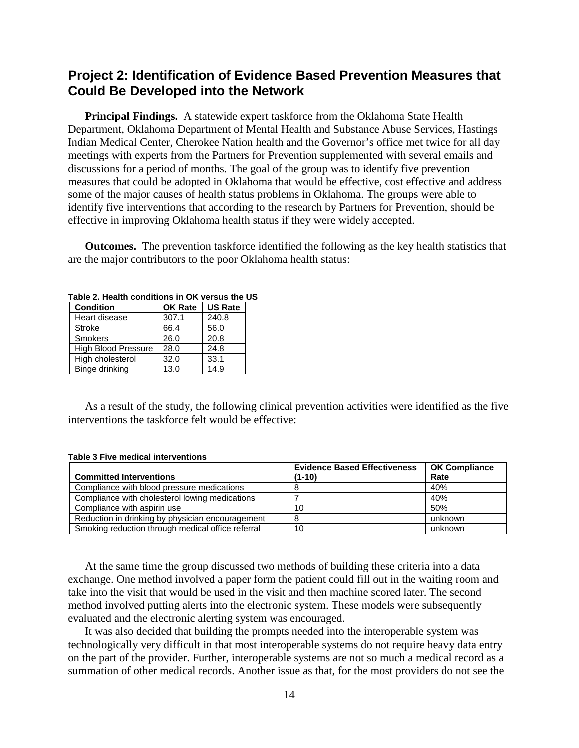## Project 2: Identification of Evidence Based Prevention Measures that Could Be Developed into the Network

**Principal Findings.** A statewide expert taskforce from the Oklahoma State Health Department, Oklahoma Department of Mental Health and Substance Abuse Services, Hastings Indian Medical Center, Cherokee Nation health and the Governor's office met twice for all day meetings with experts from the Partners for Prevention supplemented with several emails and discussions for a period of months. The goal of the group was to identify five prevention measures that could be adopted in Oklahoma that would be effective, cost effective and address some of the major causes of health status problems in Oklahoma. The groups were able to identify five interventions that according to the research by Partners for Prevention, should be effective in improving Oklahoma health status if they were widely accepted.

**Outcomes.** The prevention taskforce identified the following as the key health statistics that are the major contributors to the poor Oklahoma health status:

**Table 2. Health conditions in OK versus the US**

| Condition | OK Rate | US Rate |
|---|---|---|
| Heart disease | 307.1 | 240.8 |
| Stroke | 66.4 | 56.0 |
| Smokers | 26.0 | 20.8 |
| High Blood Pressure | 28.0 | 24.8 |
| High cholesterol | 32.0 | 33.1 |
| Binge drinking | 13.0 | 14.9 |

As a result of the study, the following clinical prevention activities were identified as the five interventions the taskforce felt would be effective:

**Table 3 Five medical interventions**

| Committed Interventions | Evidence Based Effectiveness (1-10) | OK Compliance Rate |
|---|---|---|
| Compliance with blood pressure medications | 8 | 40% |
| Compliance with cholesterol lowing medications | 7 | 40% |
| Compliance with aspirin use | 10 | 50% |
| Reduction in drinking by physician encouragement | 8 | unknown |
| Smoking reduction through medical office referral | 10 | unknown |

At the same time the group discussed two methods of building these criteria into a data exchange. One method involved a paper form the patient could fill out in the waiting room and take into the visit that would be used in the visit and then machine scored later. The second method involved putting alerts into the electronic system. These models were subsequently evaluated and the electronic alerting system was encouraged.

It was also decided that building the prompts needed into the interoperable system was technologically very difficult in that most interoperable systems do not require heavy data entry on the part of the provider. Further, interoperable systems are not so much a medical record as a summation of other medical records. Another issue as that, for the most providers do not see the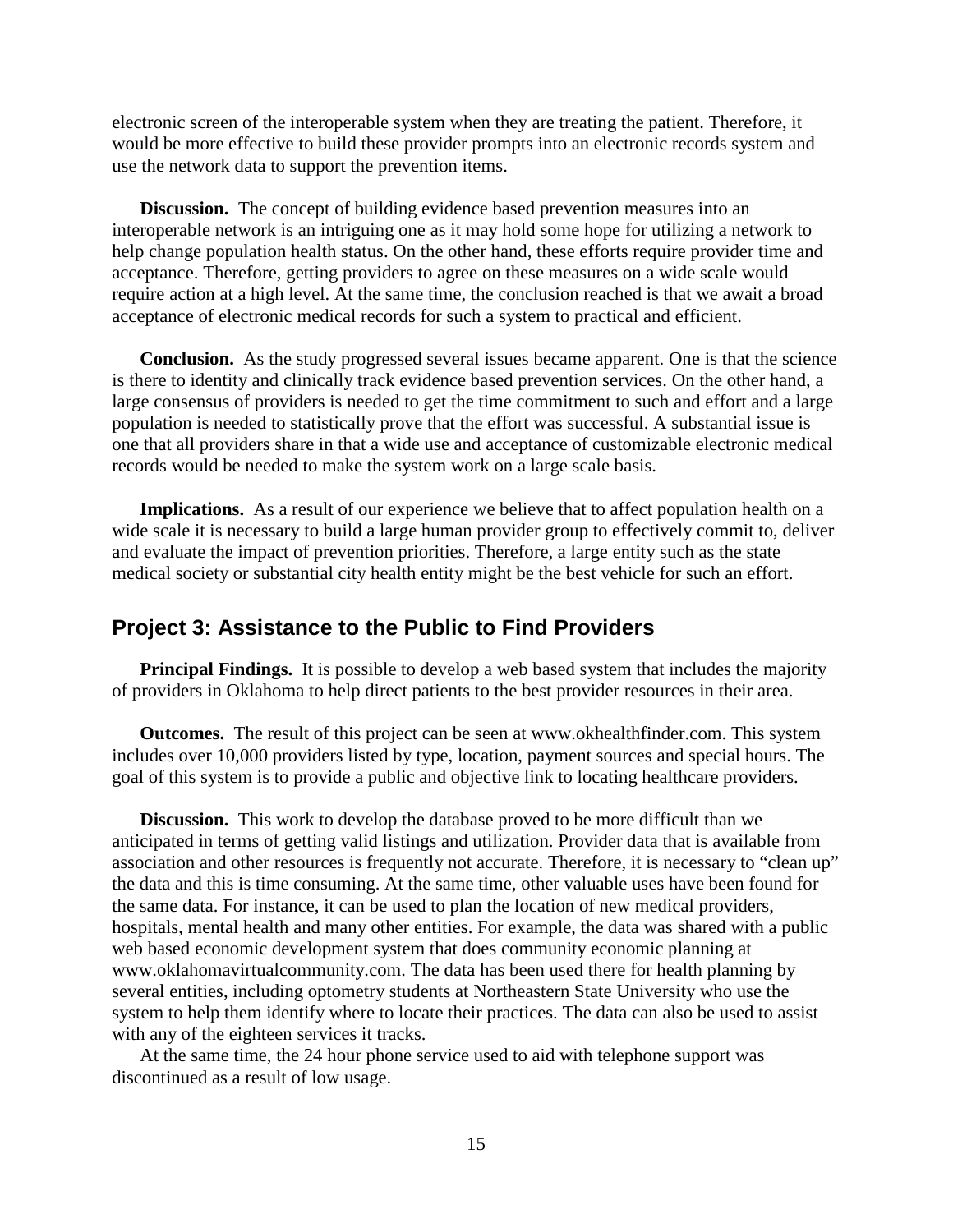electronic screen of the interoperable system when they are treating the patient. Therefore, it would be more effective to build these provider prompts into an electronic records system and use the network data to support the prevention items.

**Discussion.** The concept of building evidence based prevention measures into an interoperable network is an intriguing one as it may hold some hope for utilizing a network to help change population health status. On the other hand, these efforts require provider time and acceptance. Therefore, getting providers to agree on these measures on a wide scale would require action at a high level. At the same time, the conclusion reached is that we await a broad acceptance of electronic medical records for such a system to practical and efficient.

**Conclusion.** As the study progressed several issues became apparent. One is that the science is there to identity and clinically track evidence based prevention services. On the other hand, a large consensus of providers is needed to get the time commitment to such and effort and a large population is needed to statistically prove that the effort was successful. A substantial issue is one that all providers share in that a wide use and acceptance of customizable electronic medical records would be needed to make the system work on a large scale basis.

**Implications.** As a result of our experience we believe that to affect population health on a wide scale it is necessary to build a large human provider group to effectively commit to, deliver and evaluate the impact of prevention priorities. Therefore, a large entity such as the state medical society or substantial city health entity might be the best vehicle for such an effort.

## Project 3: Assistance to the Public to Find Providers

**Principal Findings.** It is possible to develop a web based system that includes the majority of providers in Oklahoma to help direct patients to the best provider resources in their area.

**Outcomes.** The result of this project can be seen at www.okhealthfinder.com. This system includes over 10,000 providers listed by type, location, payment sources and special hours. The goal of this system is to provide a public and objective link to locating healthcare providers.

**Discussion.** This work to develop the database proved to be more difficult than we anticipated in terms of getting valid listings and utilization. Provider data that is available from association and other resources is frequently not accurate. Therefore, it is necessary to "clean up" the data and this is time consuming. At the same time, other valuable uses have been found for the same data. For instance, it can be used to plan the location of new medical providers, hospitals, mental health and many other entities. For example, the data was shared with a public web based economic development system that does community economic planning at www.oklahomavirtualcommunity.com. The data has been used there for health planning by several entities, including optometry students at Northeastern State University who use the system to help them identify where to locate their practices. The data can also be used to assist with any of the eighteen services it tracks.

At the same time, the 24 hour phone service used to aid with telephone support was discontinued as a result of low usage.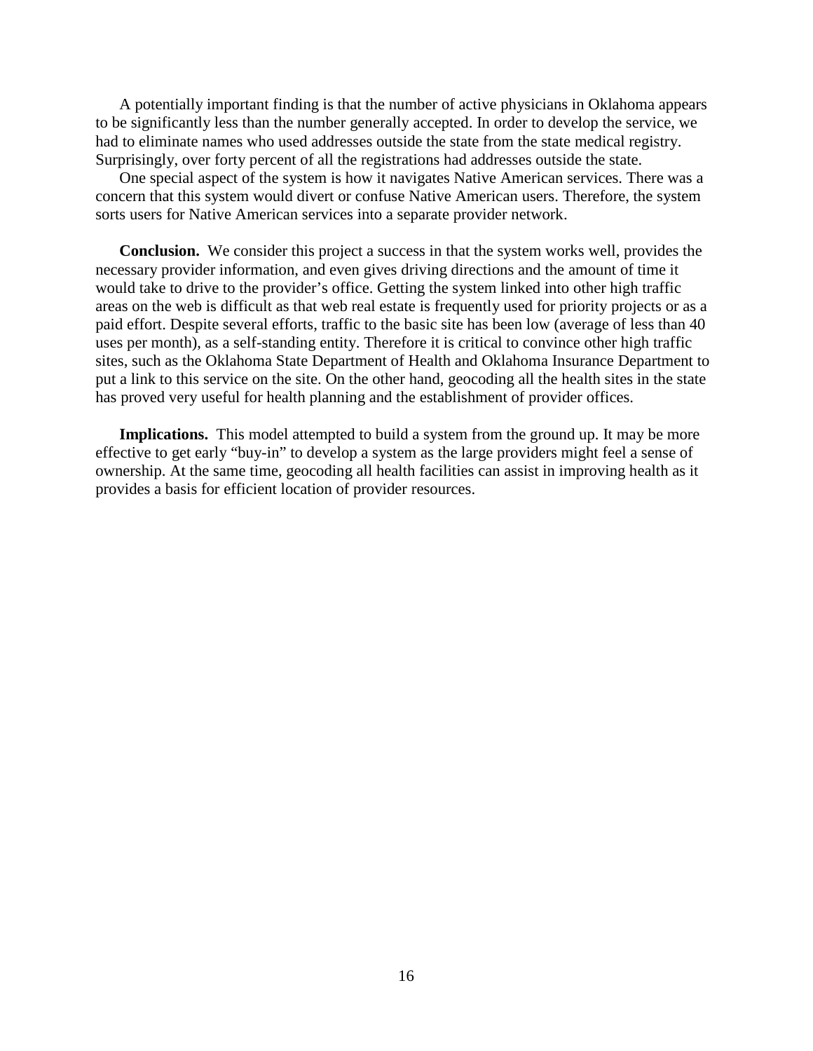A potentially important finding is that the number of active physicians in Oklahoma appears to be significantly less than the number generally accepted. In order to develop the service, we had to eliminate names who used addresses outside the state from the state medical registry. Surprisingly, over forty percent of all the registrations had addresses outside the state.

One special aspect of the system is how it navigates Native American services. There was a concern that this system would divert or confuse Native American users. Therefore, the system sorts users for Native American services into a separate provider network.

**Conclusion.** We consider this project a success in that the system works well, provides the necessary provider information, and even gives driving directions and the amount of time it would take to drive to the provider's office. Getting the system linked into other high traffic areas on the web is difficult as that web real estate is frequently used for priority projects or as a paid effort. Despite several efforts, traffic to the basic site has been low (average of less than 40 uses per month), as a self-standing entity. Therefore it is critical to convince other high traffic sites, such as the Oklahoma State Department of Health and Oklahoma Insurance Department to put a link to this service on the site. On the other hand, geocoding all the health sites in the state has proved very useful for health planning and the establishment of provider offices.

**Implications.** This model attempted to build a system from the ground up. It may be more effective to get early "buy-in" to develop a system as the large providers might feel a sense of ownership. At the same time, geocoding all health facilities can assist in improving health as it provides a basis for efficient location of provider resources.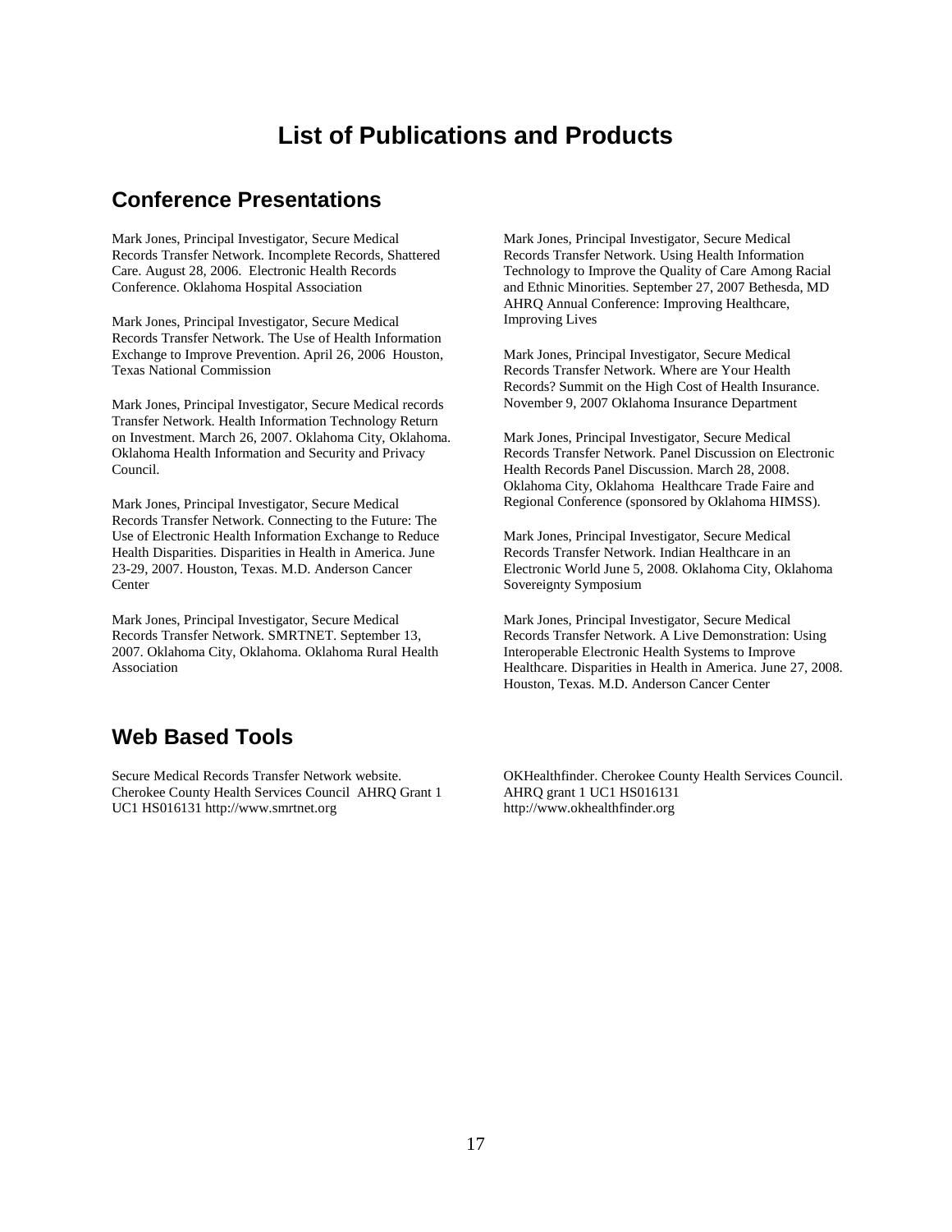# List of Publications and Products

## Conference Presentations

Mark Jones, Principal Investigator, Secure Medical Records Transfer Network. Incomplete Records, Shattered Care. August 28, 2006. Electronic Health Records Conference. Oklahoma Hospital Association

Mark Jones, Principal Investigator, Secure Medical Records Transfer Network. The Use of Health Information Exchange to Improve Prevention. April 26, 2006 Houston, Texas National Commission

Mark Jones, Principal Investigator, Secure Medical records Transfer Network. Health Information Technology Return on Investment. March 26, 2007. Oklahoma City, Oklahoma. Oklahoma Health Information and Security and Privacy Council.

Mark Jones, Principal Investigator, Secure Medical Records Transfer Network. Connecting to the Future: The Use of Electronic Health Information Exchange to Reduce Health Disparities. Disparities in Health in America. June 23-29, 2007. Houston, Texas. M.D. Anderson Cancer Center

Mark Jones, Principal Investigator, Secure Medical Records Transfer Network. SMRTNET. September 13, 2007. Oklahoma City, Oklahoma. Oklahoma Rural Health Association

Mark Jones, Principal Investigator, Secure Medical Records Transfer Network. Using Health Information Technology to Improve the Quality of Care Among Racial and Ethnic Minorities. September 27, 2007 Bethesda, MD AHRQ Annual Conference: Improving Healthcare, Improving Lives

Mark Jones, Principal Investigator, Secure Medical Records Transfer Network. Where are Your Health Records? Summit on the High Cost of Health Insurance. November 9, 2007 Oklahoma Insurance Department

Mark Jones, Principal Investigator, Secure Medical Records Transfer Network. Panel Discussion on Electronic Health Records Panel Discussion. March 28, 2008. Oklahoma City, Oklahoma Healthcare Trade Faire and Regional Conference (sponsored by Oklahoma HIMSS).

Mark Jones, Principal Investigator, Secure Medical Records Transfer Network. Indian Healthcare in an Electronic World June 5, 2008. Oklahoma City, Oklahoma Sovereignty Symposium

Mark Jones, Principal Investigator, Secure Medical Records Transfer Network. A Live Demonstration: Using Interoperable Electronic Health Systems to Improve Healthcare. Disparities in Health in America. June 27, 2008. Houston, Texas. M.D. Anderson Cancer Center

## Web Based Tools

Secure Medical Records Transfer Network website. Cherokee County Health Services Council AHRQ Grant 1 UC1 HS016131 http://www.smrtnet.org

OKHealthfinder. Cherokee County Health Services Council. AHRQ grant 1 UC1 HS016131 http://www.okhealthfinder.org